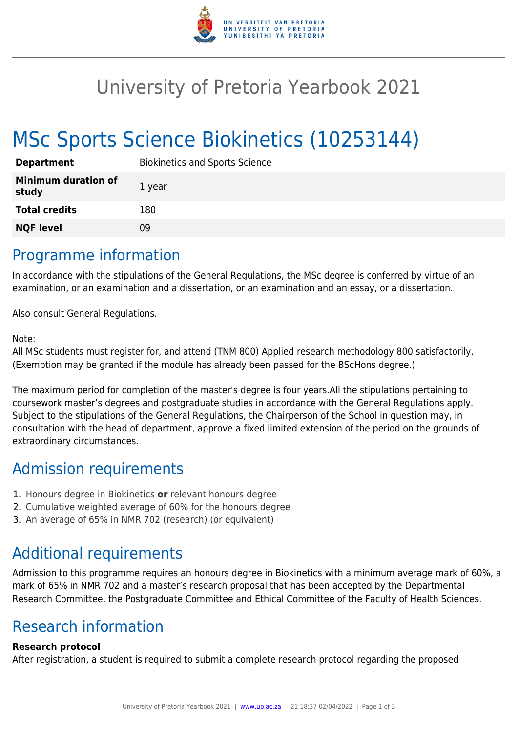# University of Pretoria Yearbook 2021

# MSc Sports Science Biokinetics (10253144)

| | |
|---|---|
| **Department** | Biokinetics and Sports Science |
| **Minimum duration of study** | 1 year |
| **Total credits** | 180 |
| **NQF level** | 09 |

## Programme information

In accordance with the stipulations of the General Regulations, the MSc degree is conferred by virtue of an examination, or an examination and a dissertation, or an examination and an essay, or a dissertation.

Also consult General Regulations.

Note:
All MSc students must register for, and attend (TNM 800) Applied research methodology 800 satisfactorily. (Exemption may be granted if the module has already been passed for the BScHons degree.)

The maximum period for completion of the master's degree is four years.All the stipulations pertaining to coursework master's degrees and postgraduate studies in accordance with the General Regulations apply. Subject to the stipulations of the General Regulations, the Chairperson of the School in question may, in consultation with the head of department, approve a fixed limited extension of the period on the grounds of extraordinary circumstances.

## Admission requirements

1. Honours degree in Biokinetics **or** relevant honours degree
2. Cumulative weighted average of 60% for the honours degree
3. An average of 65% in NMR 702 (research) (or equivalent)

## Additional requirements

Admission to this programme requires an honours degree in Biokinetics with a minimum average mark of 60%, a mark of 65% in NMR 702 and a master's research proposal that has been accepted by the Departmental Research Committee, the Postgraduate Committee and Ethical Committee of the Faculty of Health Sciences.

## Research information

**Research protocol**
After registration, a student is required to submit a complete research protocol regarding the proposed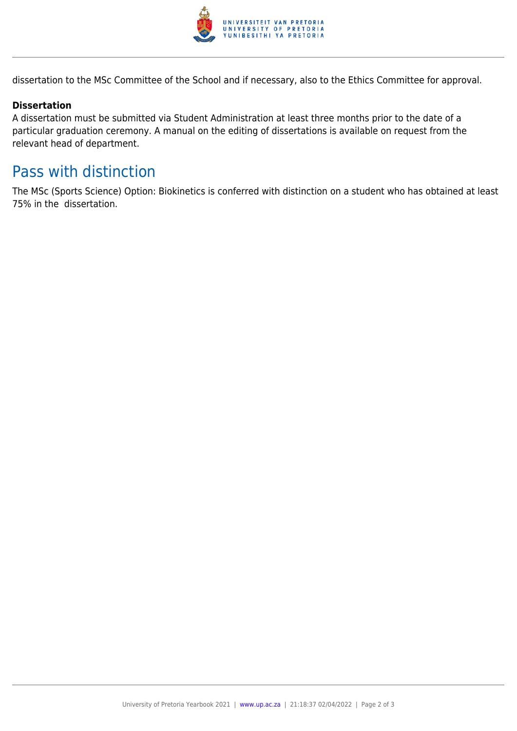dissertation to the MSc Committee of the School and if necessary, also to the Ethics Committee for approval.

**Dissertation**
A dissertation must be submitted via Student Administration at least three months prior to the date of a particular graduation ceremony. A manual on the editing of dissertations is available on request from the relevant head of department.

## Pass with distinction

The MSc (Sports Science) Option: Biokinetics is conferred with distinction on a student who has obtained at least 75% in the dissertation.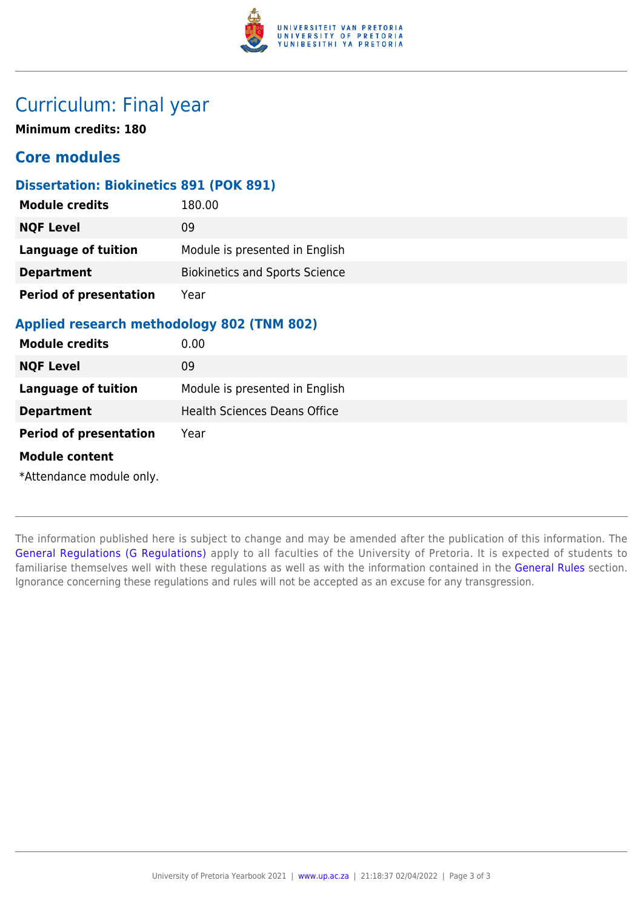# Curriculum: Final year

**Minimum credits: 180**

## Core modules

### Dissertation: Biokinetics 891 (POK 891)

| | |
|---|---|
| **Module credits** | 180.00 |
| **NQF Level** | 09 |
| **Language of tuition** | Module is presented in English |
| **Department** | Biokinetics and Sports Science |
| **Period of presentation** | Year |

### Applied research methodology 802 (TNM 802)

| | |
|---|---|
| **Module credits** | 0.00 |
| **NQF Level** | 09 |
| **Language of tuition** | Module is presented in English |
| **Department** | Health Sciences Deans Office |
| **Period of presentation** | Year |

**Module content**

*Attendance module only.

The information published here is subject to change and may be amended after the publication of this information. The General Regulations (G Regulations) apply to all faculties of the University of Pretoria. It is expected of students to familiarise themselves well with these regulations as well as with the information contained in the General Rules section. Ignorance concerning these regulations and rules will not be accepted as an excuse for any transgression.